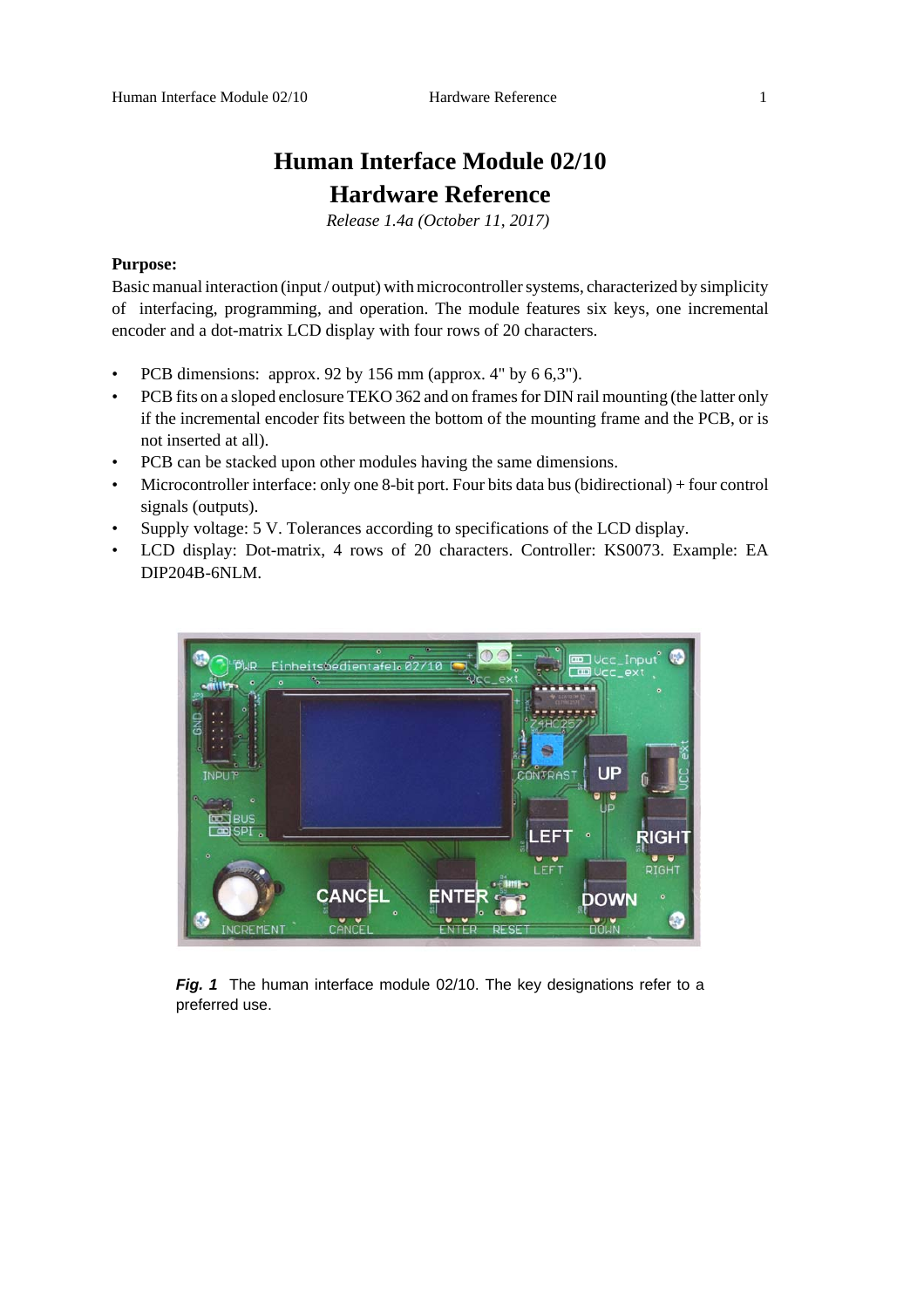# Human Interface Module 02/10
# Hardware Reference

*Release 1.4a (October 11, 2017)*

**Purpose:**

Basic manual interaction (input / output) with microcontroller systems, characterized by simplicity of interfacing, programming, and operation. The module features six keys, one incremental encoder and a dot-matrix LCD display with four rows of 20 characters.

- PCB dimensions: approx. 92 by 156 mm (approx. 4" by 6 6,3").
- PCB fits on a sloped enclosure TEKO 362 and on frames for DIN rail mounting (the latter only if the incremental encoder fits between the bottom of the mounting frame and the PCB, or is not inserted at all).
- PCB can be stacked upon other modules having the same dimensions.
- Microcontroller interface: only one 8-bit port. Four bits data bus (bidirectional) + four control signals (outputs).
- Supply voltage: 5 V. Tolerances according to specifications of the LCD display.
- LCD display: Dot-matrix, 4 rows of 20 characters. Controller: KS0073. Example: EA DIP204B-6NLM.

***Fig. 1*** The human interface module 02/10. The key designations refer to a preferred use.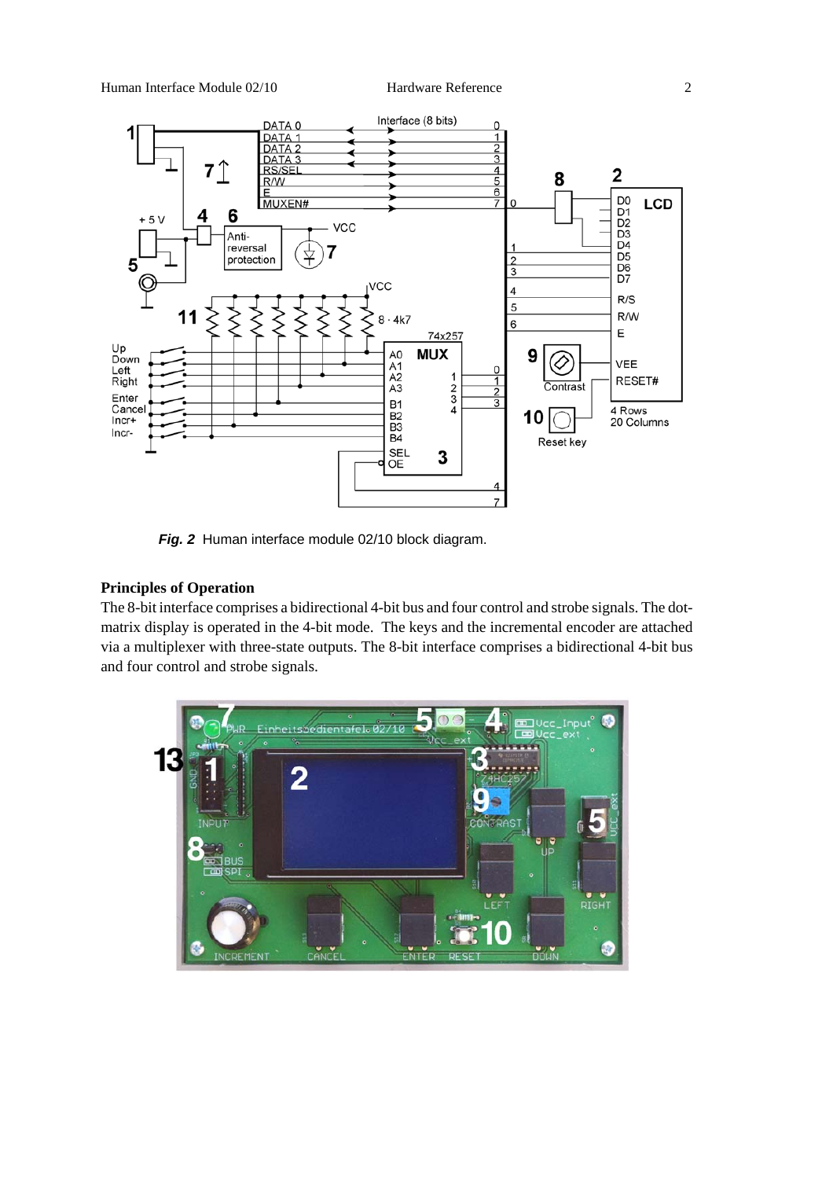*Fig. 2* Human interface module 02/10 block diagram.

**Principles of Operation**

The 8-bit interface comprises a bidirectional 4-bit bus and four control and strobe signals. The dot-matrix display is operated in the 4-bit mode. The keys and the incremental encoder are attached via a multiplexer with three-state outputs. The 8-bit interface comprises a bidirectional 4-bit bus and four control and strobe signals.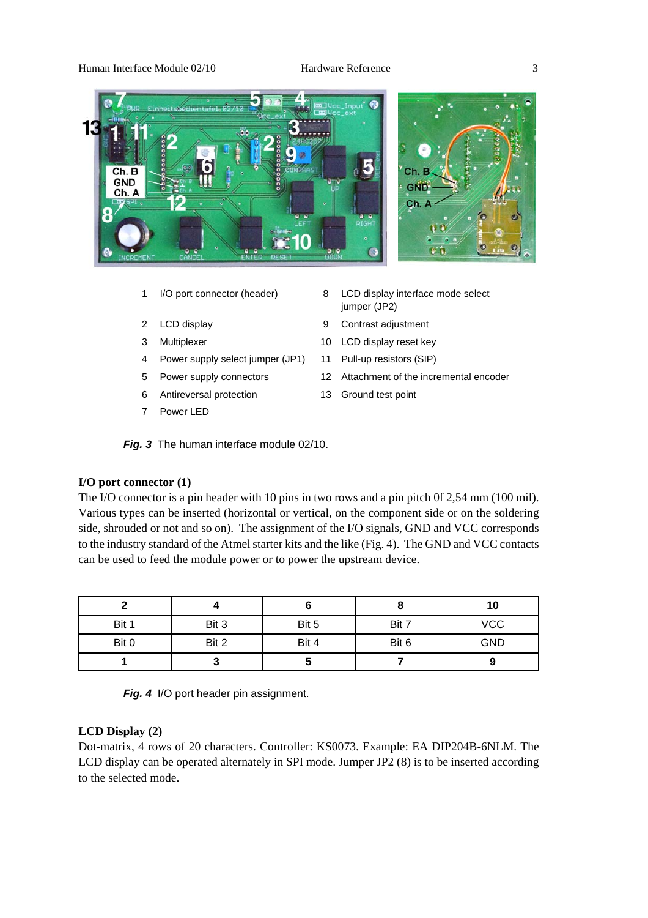1. I/O port connector (header)
2. LCD display
3. Multiplexer
4. Power supply select jumper (JP1)
5. Power supply connectors
6. Antireversal protection
7. Power LED
8. LCD display interface mode select jumper (JP2)
9. Contrast adjustment
10. LCD display reset key
11. Pull-up resistors (SIP)
12. Attachment of the incremental encoder
13. Ground test point

***Fig. 3*** The human interface module 02/10.

**I/O port connector (1)**

The I/O connector is a pin header with 10 pins in two rows and a pin pitch 0f 2,54 mm (100 mil). Various types can be inserted (horizontal or vertical, on the component side or on the soldering side, shrouded or not and so on). The assignment of the I/O signals, GND and VCC corresponds to the industry standard of the Atmel starter kits and the like (Fig. 4). The GND and VCC contacts can be used to feed the module power or to power the upstream device.

| 2 | 4 | 6 | 8 | 10 |
|---|---|---|---|---|
| Bit 1 | Bit 3 | Bit 5 | Bit 7 | VCC |
| Bit 0 | Bit 2 | Bit 4 | Bit 6 | GND |
| **1** | **3** | **5** | **7** | **9** |

***Fig. 4*** I/O port header pin assignment.

**LCD Display (2)**

Dot-matrix, 4 rows of 20 characters. Controller: KS0073. Example: EA DIP204B-6NLM. The LCD display can be operated alternately in SPI mode. Jumper JP2 (8) is to be inserted according to the selected mode.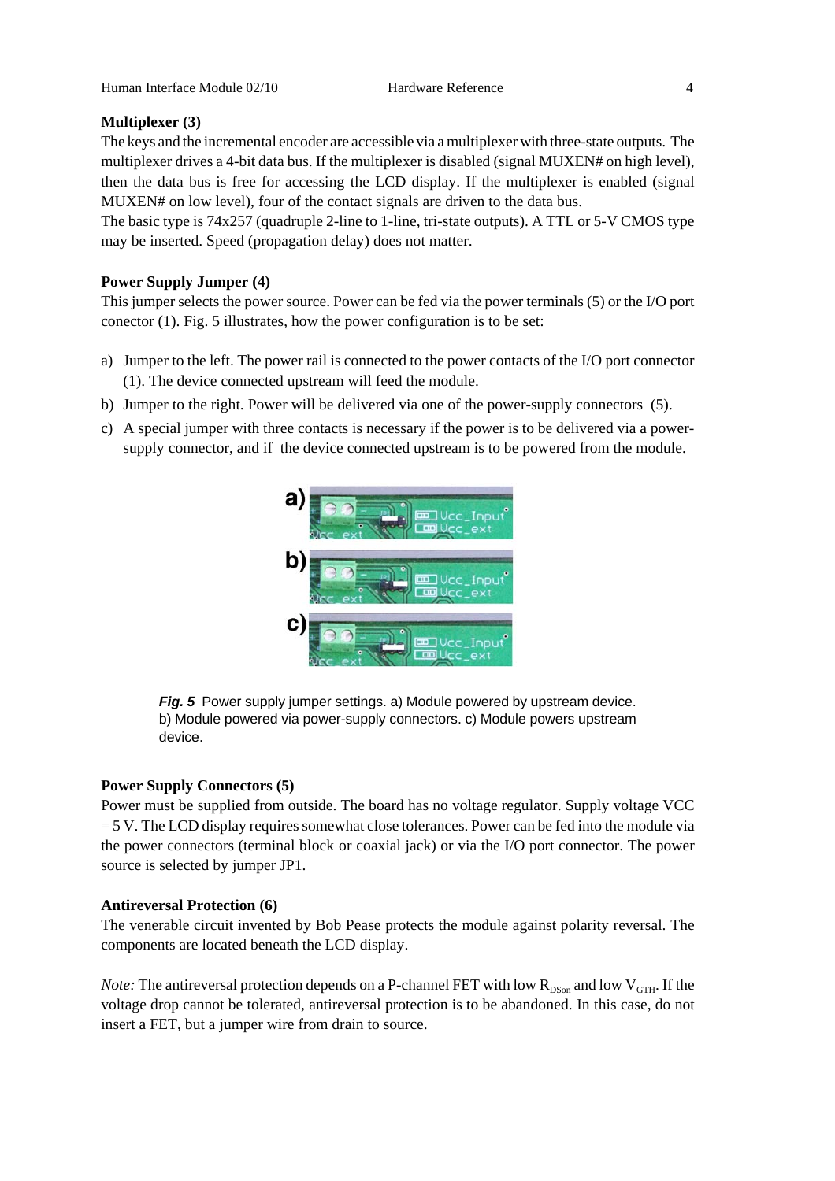**Multiplexer (3)**

The keys and the incremental encoder are accessible via a multiplexer with three-state outputs. The multiplexer drives a 4-bit data bus. If the multiplexer is disabled (signal MUXEN# on high level), then the data bus is free for accessing the LCD display. If the multiplexer is enabled (signal MUXEN# on low level), four of the contact signals are driven to the data bus.

The basic type is 74x257 (quadruple 2-line to 1-line, tri-state outputs). A TTL or 5-V CMOS type may be inserted. Speed (propagation delay) does not matter.

**Power Supply Jumper (4)**

This jumper selects the power source. Power can be fed via the power terminals (5) or the I/O port conector (1). Fig. 5 illustrates, how the power configuration is to be set:

a) Jumper to the left. The power rail is connected to the power contacts of the I/O port connector (1). The device connected upstream will feed the module.

b) Jumper to the right. Power will be delivered via one of the power-supply connectors (5).

c) A special jumper with three contacts is necessary if the power is to be delivered via a power-supply connector, and if the device connected upstream is to be powered from the module.

***Fig. 5*** Power supply jumper settings. a) Module powered by upstream device. b) Module powered via power-supply connectors. c) Module powers upstream device.

**Power Supply Connectors (5)**

Power must be supplied from outside. The board has no voltage regulator. Supply voltage VCC = 5 V. The LCD display requires somewhat close tolerances. Power can be fed into the module via the power connectors (terminal block or coaxial jack) or via the I/O port connector. The power source is selected by jumper JP1.

**Antireversal Protection (6)**

The venerable circuit invented by Bob Pease protects the module against polarity reversal. The components are located beneath the LCD display.

*Note:* The antireversal protection depends on a P-channel FET with low $R_{DSon}$ and low $V_{GTH}$. If the voltage drop cannot be tolerated, antireversal protection is to be abandoned. In this case, do not insert a FET, but a jumper wire from drain to source.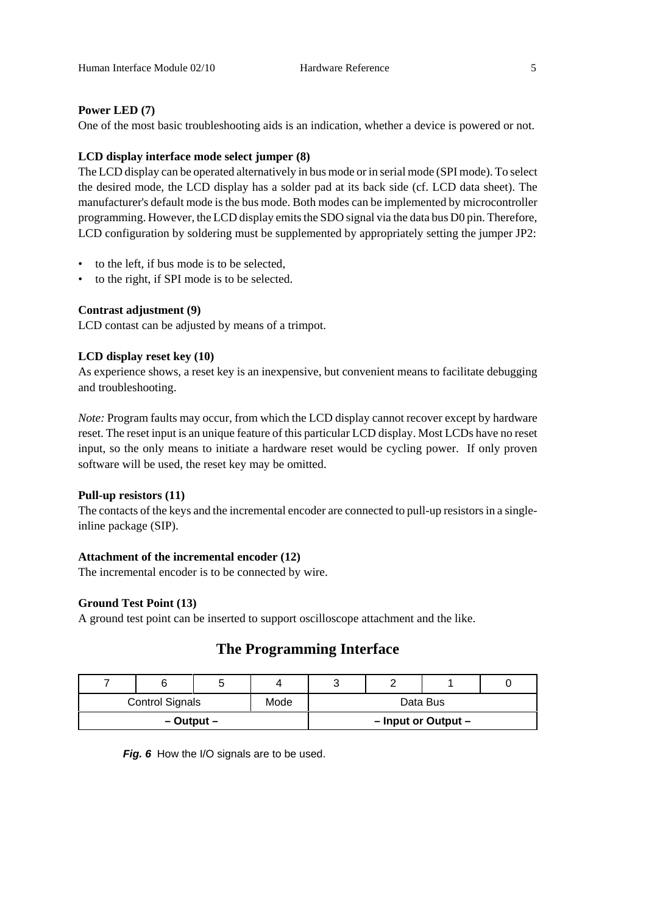**Power LED (7)**

One of the most basic troubleshooting aids is an indication, whether a device is powered or not.

**LCD display interface mode select jumper (8)**

The LCD display can be operated alternatively in bus mode or in serial mode (SPI mode). To select the desired mode, the LCD display has a solder pad at its back side (cf. LCD data sheet). The manufacturer's default mode is the bus mode. Both modes can be implemented by microcontroller programming. However, the LCD display emits the SDO signal via the data bus D0 pin. Therefore, LCD configuration by soldering must be supplemented by appropriately setting the jumper JP2:

- to the left, if bus mode is to be selected,
- to the right, if SPI mode is to be selected.

**Contrast adjustment (9)**

LCD contast can be adjusted by means of a trimpot.

**LCD display reset key (10)**

As experience shows, a reset key is an inexpensive, but convenient means to facilitate debugging and troubleshooting.

*Note:* Program faults may occur, from which the LCD display cannot recover except by hardware reset. The reset input is an unique feature of this particular LCD display. Most LCDs have no reset input, so the only means to initiate a hardware reset would be cycling power. If only proven software will be used, the reset key may be omitted.

**Pull-up resistors (11)**

The contacts of the keys and the incremental encoder are connected to pull-up resistors in a single-inline package (SIP).

**Attachment of the incremental encoder (12)**

The incremental encoder is to be connected by wire.

**Ground Test Point (13)**

A ground test point can be inserted to support oscilloscope attachment and the like.

## The Programming Interface

| 7 | 6 | 5 | 4 | 3 | 2 | 1 | 0 |
|---|---|---|---|---|---|---|---|
| Control Signals | | | Mode | Data Bus | | | |
| – Output – | | | | – Input or Output – | | | |

***Fig. 6*** How the I/O signals are to be used.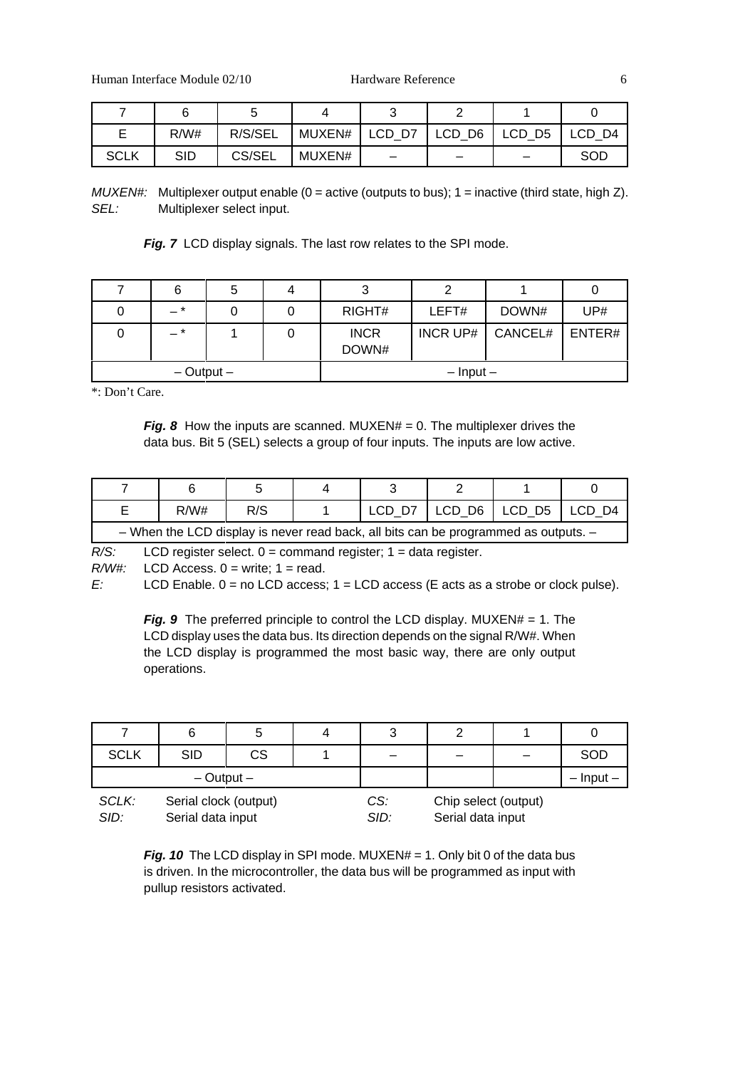| 7 | 6 | 5 | 4 | 3 | 2 | 1 | 0 |
|---|---|---|---|---|---|---|---|
| E | R/W# | R/S/SEL | MUXEN# | LCD_D7 | LCD_D6 | LCD_D5 | LCD_D4 |
| SCLK | SID | CS/SEL | MUXEN# | – | – | – | SOD |

*MUXEN#:* Multiplexer output enable (0 = active (outputs to bus); 1 = inactive (third state, high Z).
*SEL:* Multiplexer select input.

***Fig. 7*** LCD display signals. The last row relates to the SPI mode.

| 7 | 6 | 5 | 4 | 3 | 2 | 1 | 0 |
|---|---|---|---|---|---|---|---|
| 0 | – * | 0 | 0 | RIGHT# | LEFT# | DOWN# | UP# |
| 0 | – * | 1 | 0 | INCR DOWN# | INCR UP# | CANCEL# | ENTER# |
| – Output – | | | | – Input – | | | |

*: Don't Care.

***Fig. 8*** How the inputs are scanned. MUXEN# = 0. The multiplexer drives the data bus. Bit 5 (SEL) selects a group of four inputs. The inputs are low active.

| 7 | 6 | 5 | 4 | 3 | 2 | 1 | 0 |
|---|---|---|---|---|---|---|---|
| E | R/W# | R/S | 1 | LCD_D7 | LCD_D6 | LCD_D5 | LCD_D4 |
| – When the LCD display is never read back, all bits can be programmed as outputs. – | | | | | | | |

*R/S:* LCD register select. 0 = command register; 1 = data register.
*R/W#:* LCD Access. 0 = write; 1 = read.
*E:* LCD Enable. 0 = no LCD access; 1 = LCD access (E acts as a strobe or clock pulse).

***Fig. 9*** The preferred principle to control the LCD display. MUXEN# = 1. The LCD display uses the data bus. Its direction depends on the signal R/W#. When the LCD display is programmed the most basic way, there are only output operations.

| 7 | 6 | 5 | 4 | 3 | 2 | 1 | 0 |
|---|---|---|---|---|---|---|---|
| SCLK | SID | CS | 1 | – | – | – | SOD |
| – Output – | | | | | | | – Input – |

*SCLK:* Serial clock (output)
*SID:* Serial data input
*CS:* Chip select (output)
*SID:* Serial data input

***Fig. 10*** The LCD display in SPI mode. MUXEN# = 1. Only bit 0 of the data bus is driven. In the microcontroller, the data bus will be programmed as input with pullup resistors activated.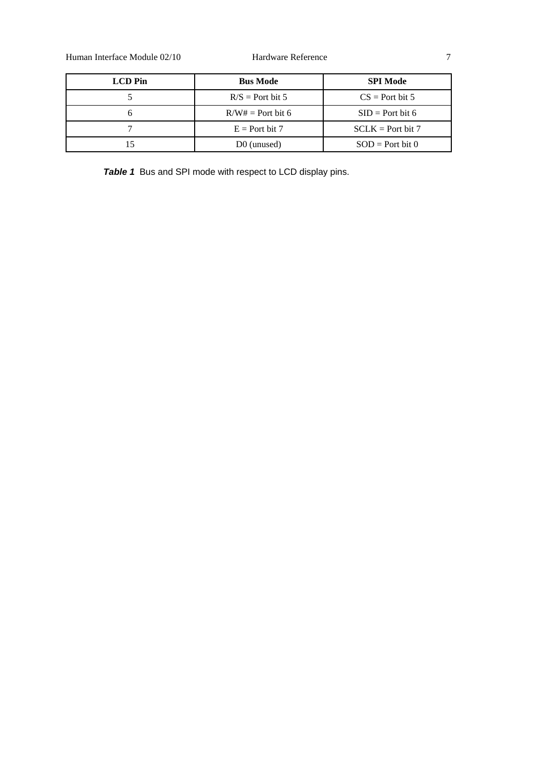| LCD Pin | Bus Mode | SPI Mode |
|---|---|---|
| 5 | R/S = Port bit 5 | CS = Port bit 5 |
| 6 | R/W# = Port bit 6 | SID = Port bit 6 |
| 7 | E = Port bit 7 | SCLK = Port bit 7 |
| 15 | D0 (unused) | SOD = Port bit 0 |

***Table 1*** Bus and SPI mode with respect to LCD display pins.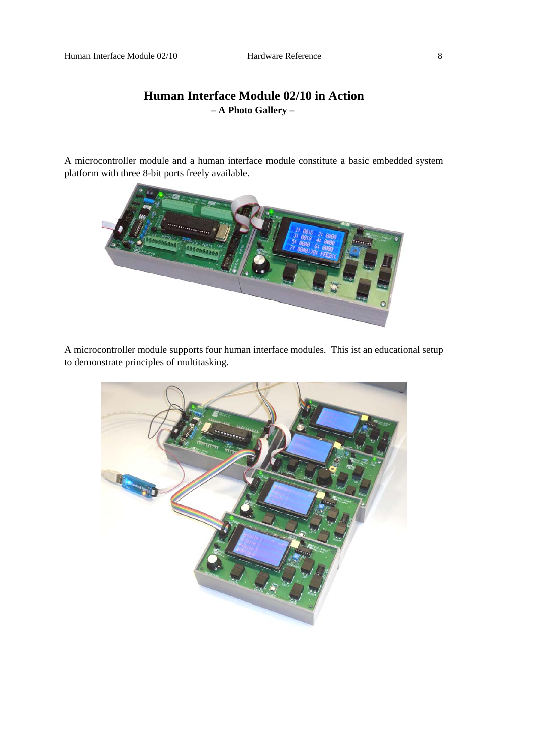# Human Interface Module 02/10 in Action

### – A Photo Gallery –

A microcontroller module and a human interface module constitute a basic embedded system platform with three 8-bit ports freely available.

A microcontroller module supports four human interface modules. This ist an educational setup to demonstrate principles of multitasking.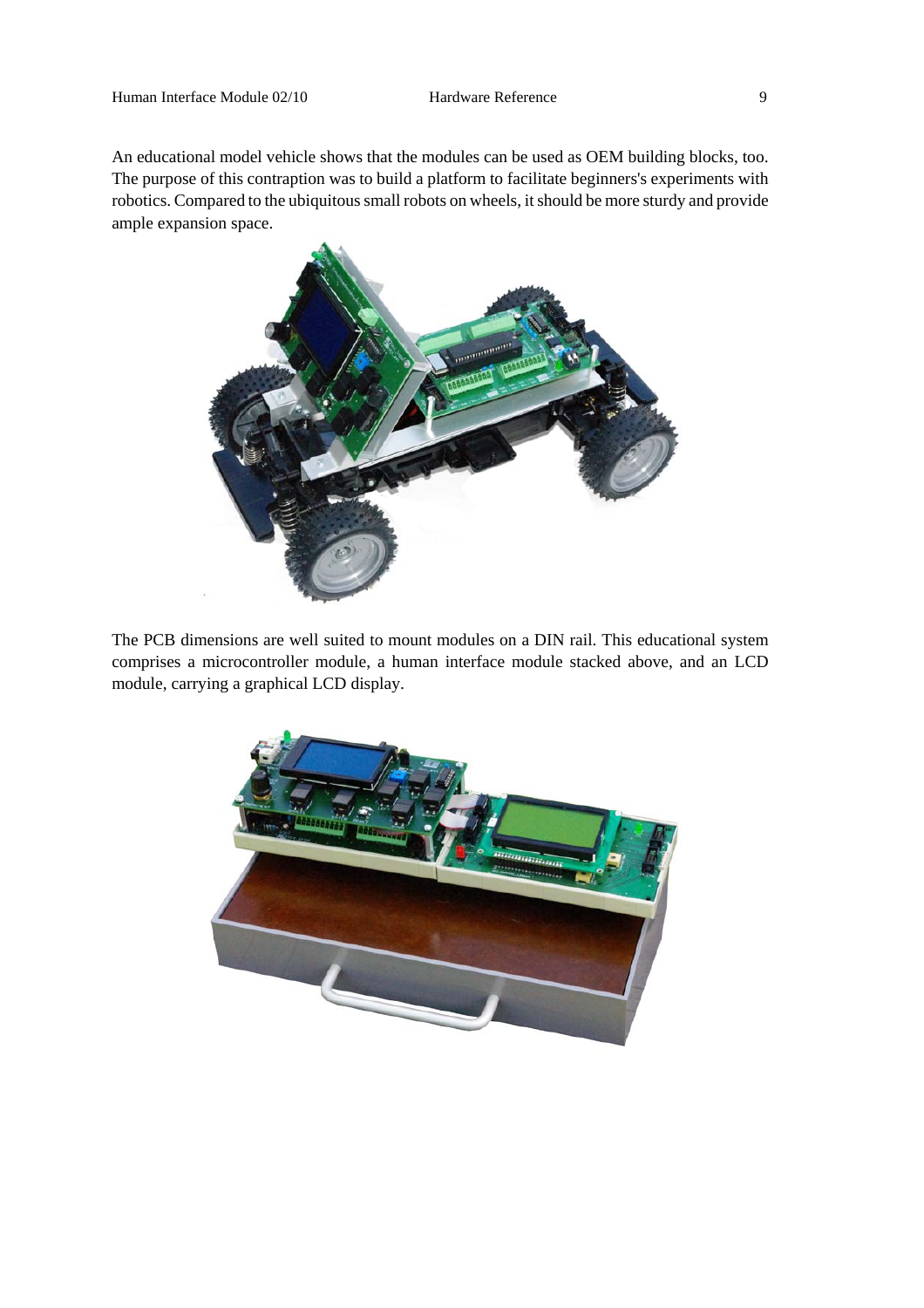An educational model vehicle shows that the modules can be used as OEM building blocks, too. The purpose of this contraption was to build a platform to facilitate beginners's experiments with robotics. Compared to the ubiquitous small robots on wheels, it should be more sturdy and provide ample expansion space.

The PCB dimensions are well suited to mount modules on a DIN rail. This educational system comprises a microcontroller module, a human interface module stacked above, and an LCD module, carrying a graphical LCD display.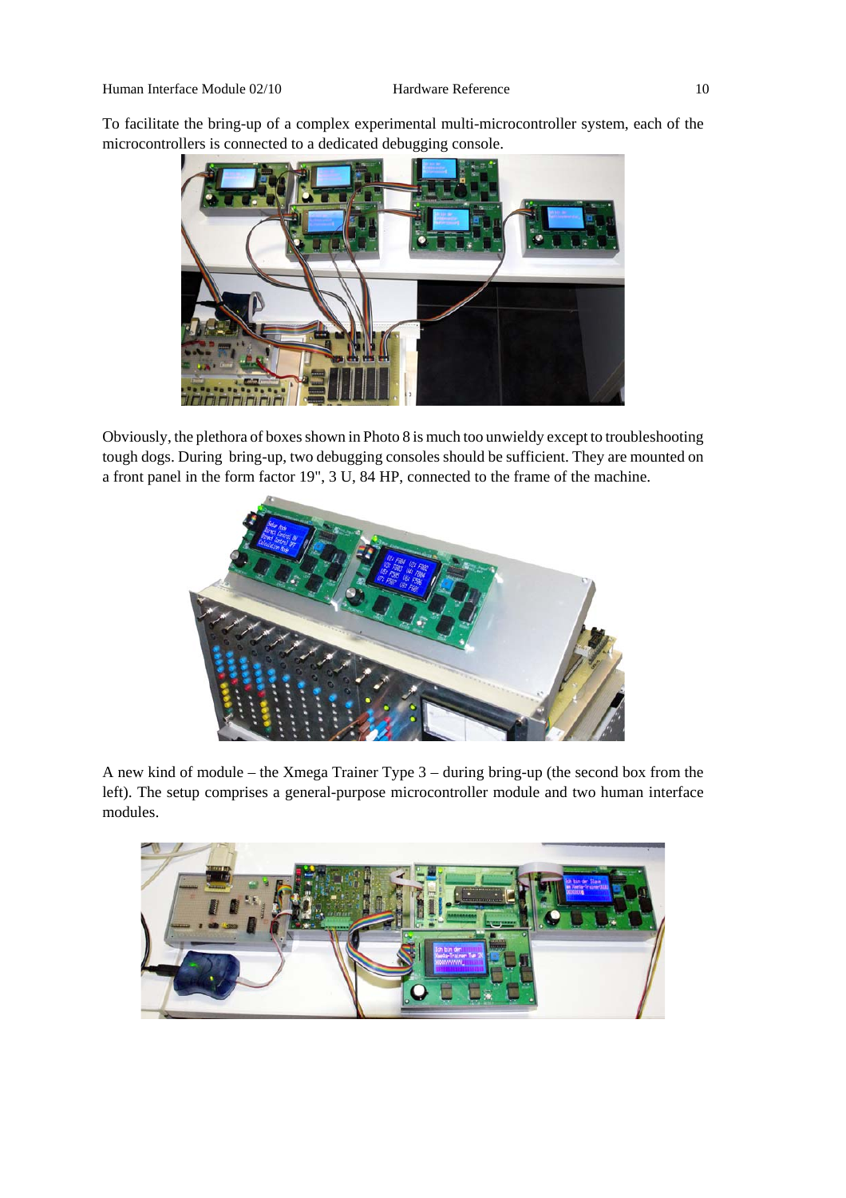To facilitate the bring-up of a complex experimental multi-microcontroller system, each of the microcontrollers is connected to a dedicated debugging console.

Obviously, the plethora of boxes shown in Photo 8 is much too unwieldy except to troubleshooting tough dogs. During bring-up, two debugging consoles should be sufficient. They are mounted on a front panel in the form factor 19", 3 U, 84 HP, connected to the frame of the machine.

A new kind of module – the Xmega Trainer Type 3 – during bring-up (the second box from the left). The setup comprises a general-purpose microcontroller module and two human interface modules.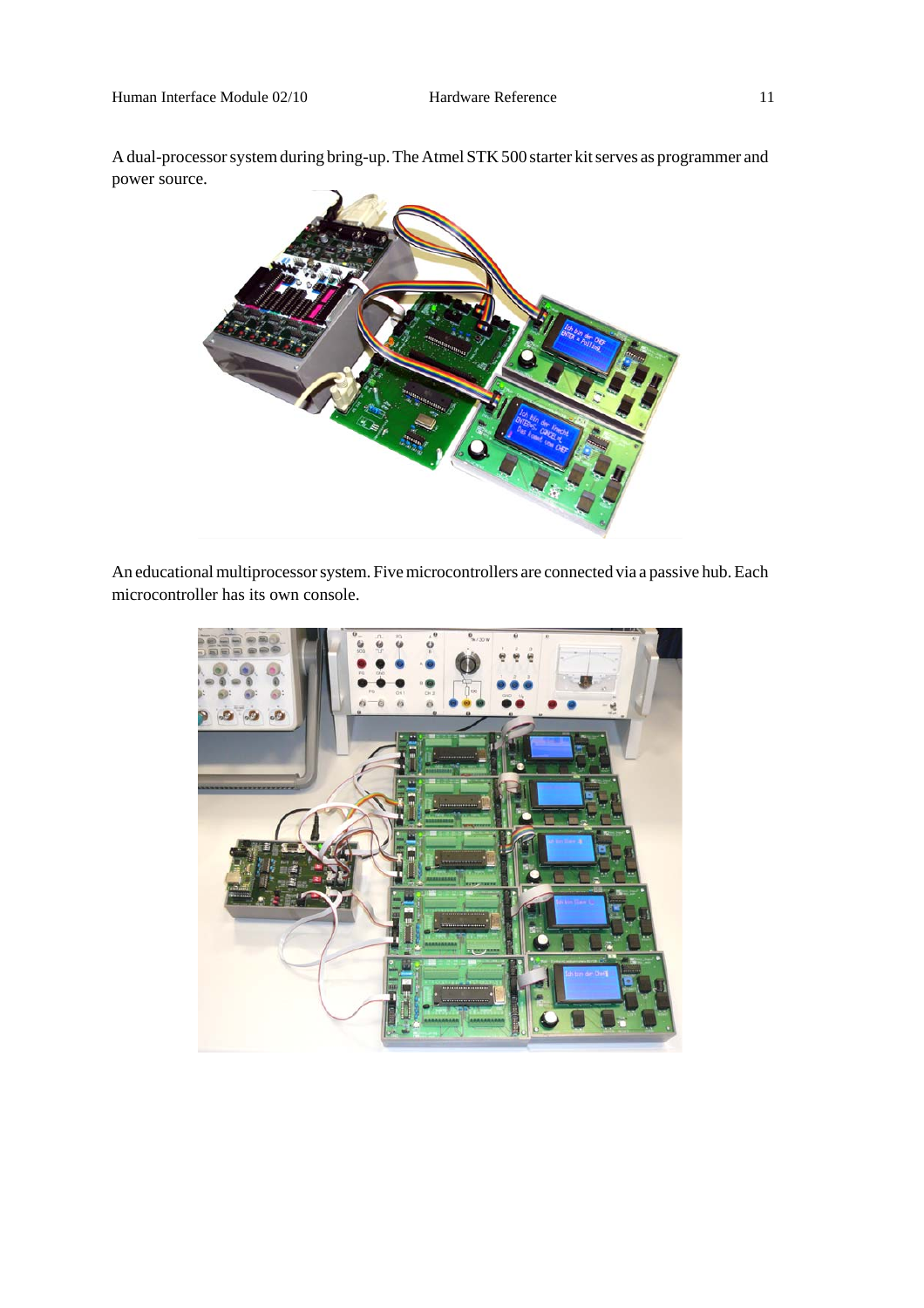A dual-processor system during bring-up. The Atmel STK 500 starter kit serves as programmer and power source.

An educational multiprocessor system. Five microcontrollers are connected via a passive hub. Each microcontroller has its own console.